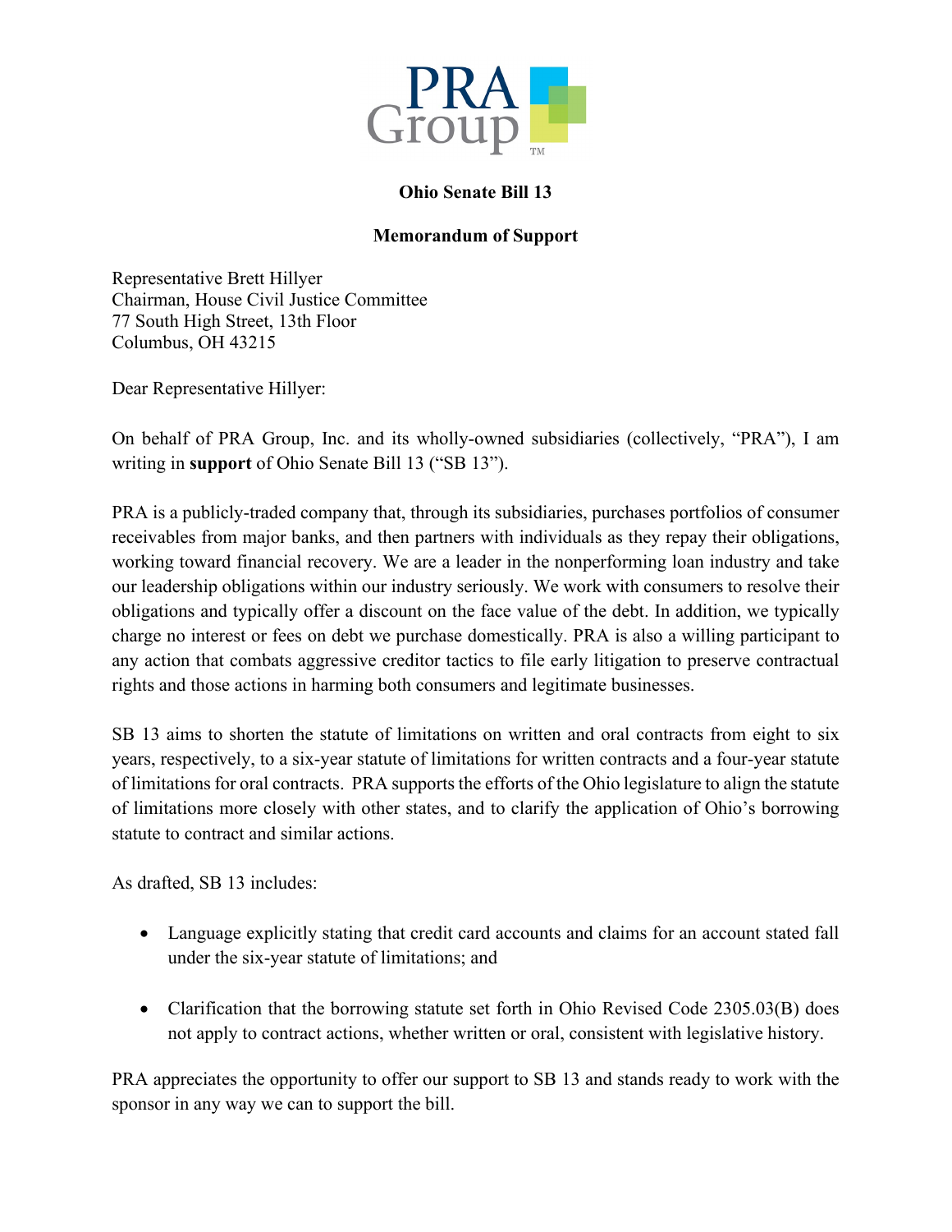PRA Group™

**Ohio Senate Bill 13**

**Memorandum of Support**

Representative Brett Hillyer
Chairman, House Civil Justice Committee
77 South High Street, 13th Floor
Columbus, OH 43215

Dear Representative Hillyer:

On behalf of PRA Group, Inc. and its wholly-owned subsidiaries (collectively, "PRA"), I am writing in **support** of Ohio Senate Bill 13 ("SB 13").

PRA is a publicly-traded company that, through its subsidiaries, purchases portfolios of consumer receivables from major banks, and then partners with individuals as they repay their obligations, working toward financial recovery. We are a leader in the nonperforming loan industry and take our leadership obligations within our industry seriously. We work with consumers to resolve their obligations and typically offer a discount on the face value of the debt. In addition, we typically charge no interest or fees on debt we purchase domestically. PRA is also a willing participant to any action that combats aggressive creditor tactics to file early litigation to preserve contractual rights and those actions in harming both consumers and legitimate businesses.

SB 13 aims to shorten the statute of limitations on written and oral contracts from eight to six years, respectively, to a six-year statute of limitations for written contracts and a four-year statute of limitations for oral contracts. PRA supports the efforts of the Ohio legislature to align the statute of limitations more closely with other states, and to clarify the application of Ohio's borrowing statute to contract and similar actions.

As drafted, SB 13 includes:

- Language explicitly stating that credit card accounts and claims for an account stated fall under the six-year statute of limitations; and
- Clarification that the borrowing statute set forth in Ohio Revised Code 2305.03(B) does not apply to contract actions, whether written or oral, consistent with legislative history.

PRA appreciates the opportunity to offer our support to SB 13 and stands ready to work with the sponsor in any way we can to support the bill.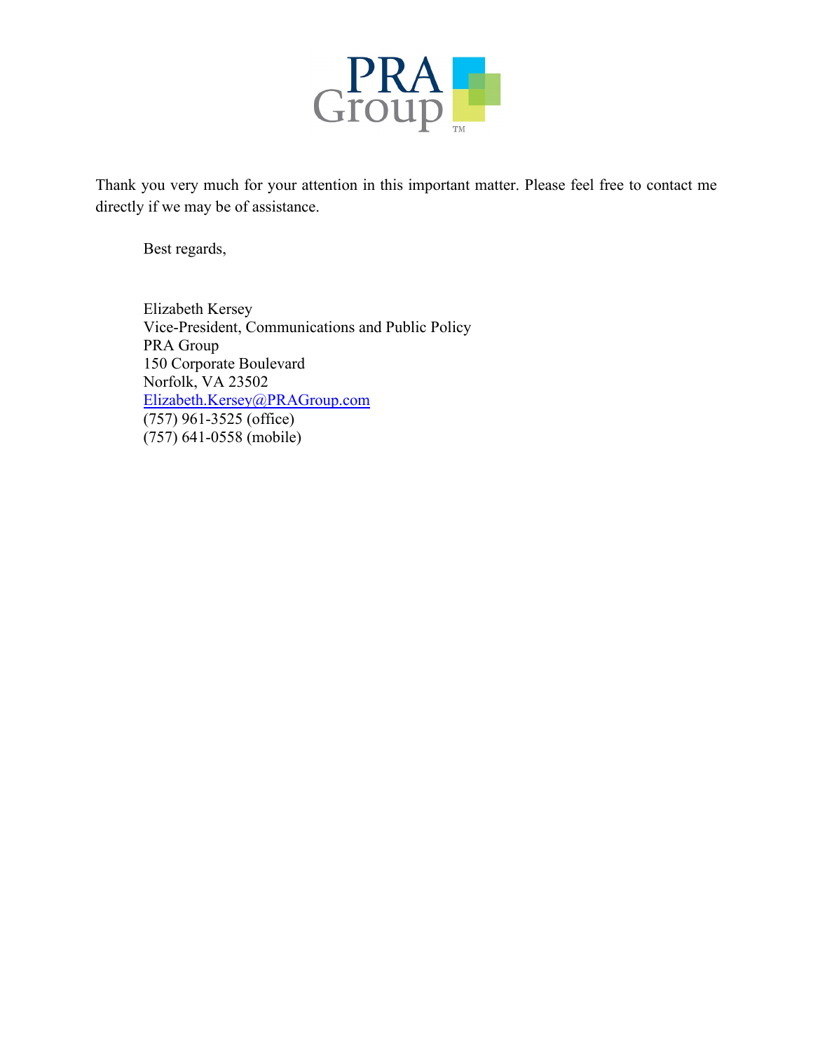Thank you very much for your attention in this important matter. Please feel free to contact me directly if we may be of assistance.

Best regards,

Elizabeth Kersey
Vice-President, Communications and Public Policy
PRA Group
150 Corporate Boulevard
Norfolk, VA 23502
Elizabeth.Kersey@PRAGroup.com
(757) 961-3525 (office)
(757) 641-0558 (mobile)